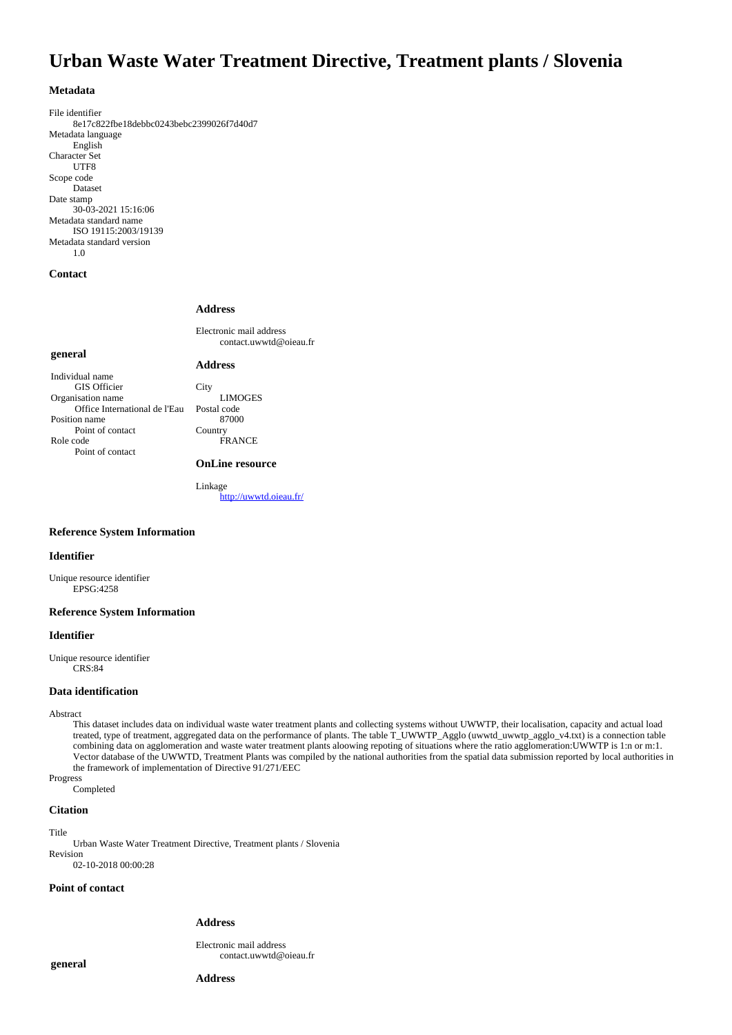# Urban Waste Water Treatment Directive, Treatment plants / Slovenia

### Metadata

File identifier
: 8e17c822fbe18debbc0243bebc2399026f7d40d7

Metadata language
: English

Character Set
: UTF8

Scope code
: Dataset

Date stamp
: 30-03-2021 15:16:06

Metadata standard name
: ISO 19115:2003/19139

Metadata standard version
: 1.0

### Contact

**general**

Individual name
: GIS Officier

Organisation name
: Office International de l'Eau

Position name
: Point of contact

Role code
: Point of contact

**Address**

Electronic mail address
: contact.uwwtd@oieau.fr

**Address**

City
: LIMOGES

Postal code
: 87000

Country
: FRANCE

**OnLine resource**

Linkage
: http://uwwtd.oieau.fr/

### Reference System Information

### Identifier

Unique resource identifier
: EPSG:4258

### Reference System Information

### Identifier

Unique resource identifier
: CRS:84

### Data identification

Abstract
: This dataset includes data on individual waste water treatment plants and collecting systems without UWWTP, their localisation, capacity and actual load treated, type of treatment, aggregated data on the performance of plants. The table T_UWWTP_Agglo (uwwtd_uwwtp_agglo_v4.txt) is a connection table combining data on agglomeration and waste water treatment plants aloowing repoting of situations where the ratio agglomeration:UWWTP is 1:n or m:1. Vector database of the UWWTD, Treatment Plants was compiled by the national authorities from the spatial data submission reported by local authorities in the framework of implementation of Directive 91/271/EEC

Progress
: Completed

### Citation

Title
: Urban Waste Water Treatment Directive, Treatment plants / Slovenia

Revision
: 02-10-2018 00:00:28

### Point of contact

**general**

**Address**

Electronic mail address
: contact.uwwtd@oieau.fr

**Address**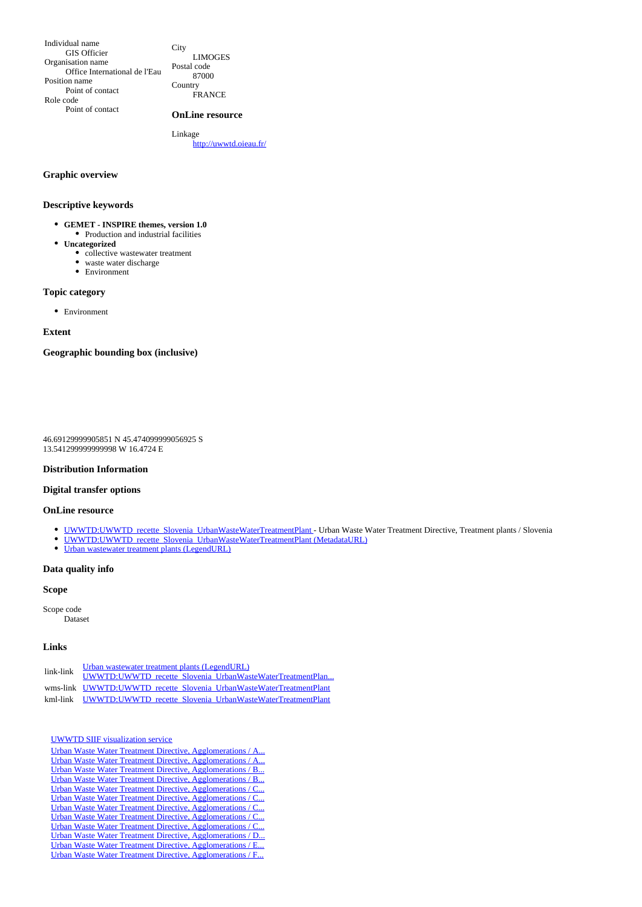Individual name
 GIS Officier
Organisation name
 Office International de l'Eau
Position name
 Point of contact
Role code
 Point of contact

City
 LIMOGES
Postal code
 87000
Country
 FRANCE

### OnLine resource

Linkage
 http://uwwtd.oieau.fr/

### Graphic overview

### Descriptive keywords

- **GEMET - INSPIRE themes, version 1.0**
  - Production and industrial facilities
- **Uncategorized**
  - collective wastewater treatment
  - waste water discharge
  - Environment

### Topic category

- Environment

### Extent

### Geographic bounding box (inclusive)

46.69129999905851 N 45.4740999999056925 S
13.541299999999998 W 16.4724 E

### Distribution Information

### Digital transfer options

### OnLine resource

- UWWTD:UWWTD_recette_Slovenia_UrbanWasteWaterTreatmentPlant - Urban Waste Water Treatment Directive, Treatment plants / Slovenia
- UWWTD:UWWTD_recette_Slovenia_UrbanWasteWaterTreatmentPlant (MetadataURL)
- Urban wastewater treatment plants (LegendURL)

### Data quality info

### Scope

Scope code
 Dataset

### Links

| | |
|---|---|
| link-link | Urban wastewater treatment plants (LegendURL)<br>UWWTD:UWWTD_recette_Slovenia_UrbanWasteWaterTreatmentPlan... |
| wms-link | UWWTD:UWWTD_recette_Slovenia_UrbanWasteWaterTreatmentPlant |
| kml-link | UWWTD:UWWTD_recette_Slovenia_UrbanWasteWaterTreatmentPlant |

UWWTD SIIF visualization service
Urban Waste Water Treatment Directive, Agglomerations / A...
Urban Waste Water Treatment Directive, Agglomerations / A...
Urban Waste Water Treatment Directive, Agglomerations / B...
Urban Waste Water Treatment Directive, Agglomerations / B...
Urban Waste Water Treatment Directive, Agglomerations / C...
Urban Waste Water Treatment Directive, Agglomerations / C...
Urban Waste Water Treatment Directive, Agglomerations / C...
Urban Waste Water Treatment Directive, Agglomerations / C...
Urban Waste Water Treatment Directive, Agglomerations / C...
Urban Waste Water Treatment Directive, Agglomerations / D...
Urban Waste Water Treatment Directive, Agglomerations / E...
Urban Waste Water Treatment Directive, Agglomerations / F...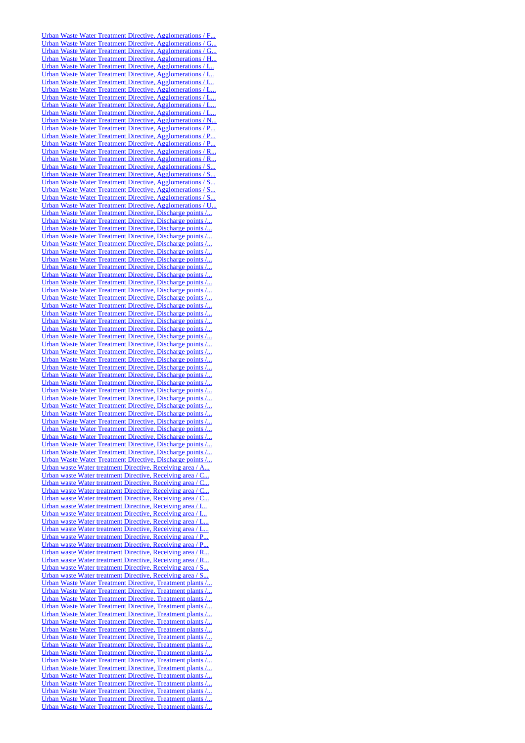Urban Waste Water Treatment Directive, Agglomerations / F...
Urban Waste Water Treatment Directive, Agglomerations / G...
Urban Waste Water Treatment Directive, Agglomerations / G...
Urban Waste Water Treatment Directive, Agglomerations / H...
Urban Waste Water Treatment Directive, Agglomerations / I...
Urban Waste Water Treatment Directive, Agglomerations / I...
Urban Waste Water Treatment Directive, Agglomerations / I...
Urban Waste Water Treatment Directive, Agglomerations / L...
Urban Waste Water Treatment Directive, Agglomerations / L...
Urban Waste Water Treatment Directive, Agglomerations / L...
Urban Waste Water Treatment Directive, Agglomerations / L...
Urban Waste Water Treatment Directive, Agglomerations / N...
Urban Waste Water Treatment Directive, Agglomerations / P...
Urban Waste Water Treatment Directive, Agglomerations / P...
Urban Waste Water Treatment Directive, Agglomerations / P...
Urban Waste Water Treatment Directive, Agglomerations / R...
Urban Waste Water Treatment Directive, Agglomerations / R...
Urban Waste Water Treatment Directive, Agglomerations / S...
Urban Waste Water Treatment Directive, Agglomerations / S...
Urban Waste Water Treatment Directive, Agglomerations / S...
Urban Waste Water Treatment Directive, Agglomerations / S...
Urban Waste Water Treatment Directive, Agglomerations / S...
Urban Waste Water Treatment Directive, Agglomerations / U...
Urban Waste Water Treatment Directive, Discharge points /...
Urban Waste Water Treatment Directive, Discharge points /...
Urban Waste Water Treatment Directive, Discharge points /...
Urban Waste Water Treatment Directive, Discharge points /...
Urban Waste Water Treatment Directive, Discharge points /...
Urban Waste Water Treatment Directive, Discharge points /...
Urban Waste Water Treatment Directive, Discharge points /...
Urban Waste Water Treatment Directive, Discharge points /...
Urban Waste Water Treatment Directive, Discharge points /...
Urban Waste Water Treatment Directive, Discharge points /...
Urban Waste Water Treatment Directive, Discharge points /...
Urban Waste Water Treatment Directive, Discharge points /...
Urban Waste Water Treatment Directive, Discharge points /...
Urban Waste Water Treatment Directive, Discharge points /...
Urban Waste Water Treatment Directive, Discharge points /...
Urban Waste Water Treatment Directive, Discharge points /...
Urban Waste Water Treatment Directive, Discharge points /...
Urban Waste Water Treatment Directive, Discharge points /...
Urban Waste Water Treatment Directive, Discharge points /...
Urban Waste Water Treatment Directive, Discharge points /...
Urban Waste Water Treatment Directive, Discharge points /...
Urban Waste Water Treatment Directive, Discharge points /...
Urban Waste Water Treatment Directive, Discharge points /...
Urban Waste Water Treatment Directive, Discharge points /...
Urban Waste Water Treatment Directive, Discharge points /...
Urban Waste Water Treatment Directive, Discharge points /...
Urban Waste Water Treatment Directive, Discharge points /...
Urban Waste Water Treatment Directive, Discharge points /...
Urban Waste Water Treatment Directive, Discharge points /...
Urban Waste Water Treatment Directive, Discharge points /...
Urban Waste Water Treatment Directive, Discharge points /...
Urban Waste Water Treatment Directive, Discharge points /...
Urban waste Water treatment Directive, Receiving area / A...
Urban waste Water treatment Directive, Receiving area / C...
Urban waste Water treatment Directive, Receiving area / C...
Urban waste Water treatment Directive, Receiving area / C...
Urban waste Water treatment Directive, Receiving area / C...
Urban waste Water treatment Directive, Receiving area / I...
Urban waste Water treatment Directive, Receiving area / I...
Urban waste Water treatment Directive, Receiving area / L...
Urban waste Water treatment Directive, Receiving area / L...
Urban waste Water treatment Directive, Receiving area / P...
Urban waste Water treatment Directive, Receiving area / P...
Urban waste Water treatment Directive, Receiving area / R...
Urban waste Water treatment Directive, Receiving area / R...
Urban waste Water treatment Directive, Receiving area / S...
Urban waste Water treatment Directive, Receiving area / S...
Urban Waste Water Treatment Directive, Treatment plants /...
Urban Waste Water Treatment Directive, Treatment plants /...
Urban Waste Water Treatment Directive, Treatment plants /...
Urban Waste Water Treatment Directive, Treatment plants /...
Urban Waste Water Treatment Directive, Treatment plants /...
Urban Waste Water Treatment Directive, Treatment plants /...
Urban Waste Water Treatment Directive, Treatment plants /...
Urban Waste Water Treatment Directive, Treatment plants /...
Urban Waste Water Treatment Directive, Treatment plants /...
Urban Waste Water Treatment Directive, Treatment plants /...
Urban Waste Water Treatment Directive, Treatment plants /...
Urban Waste Water Treatment Directive, Treatment plants /...
Urban Waste Water Treatment Directive, Treatment plants /...
Urban Waste Water Treatment Directive, Treatment plants /...
Urban Waste Water Treatment Directive, Treatment plants /...
Urban Waste Water Treatment Directive, Treatment plants /...
Urban Waste Water Treatment Directive, Treatment plants /...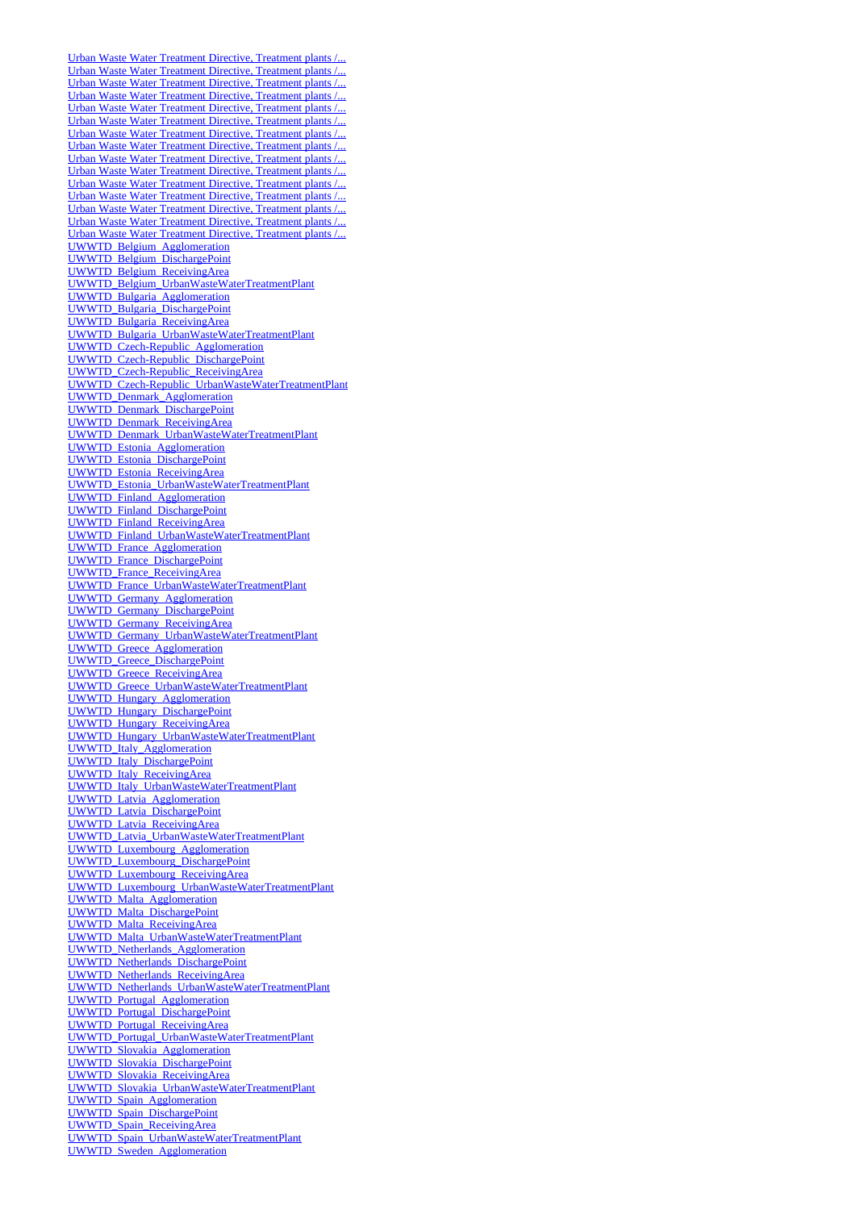Urban Waste Water Treatment Directive, Treatment plants /...
Urban Waste Water Treatment Directive, Treatment plants /...
Urban Waste Water Treatment Directive, Treatment plants /...
Urban Waste Water Treatment Directive, Treatment plants /...
Urban Waste Water Treatment Directive, Treatment plants /...
Urban Waste Water Treatment Directive, Treatment plants /...
Urban Waste Water Treatment Directive, Treatment plants /...
Urban Waste Water Treatment Directive, Treatment plants /...
Urban Waste Water Treatment Directive, Treatment plants /...
Urban Waste Water Treatment Directive, Treatment plants /...
Urban Waste Water Treatment Directive, Treatment plants /...
Urban Waste Water Treatment Directive, Treatment plants /...
Urban Waste Water Treatment Directive, Treatment plants /...
Urban Waste Water Treatment Directive, Treatment plants /...
Urban Waste Water Treatment Directive, Treatment plants /...
UWWTD_Belgium_Agglomeration
UWWTD_Belgium_DischargePoint
UWWTD_Belgium_ReceivingArea
UWWTD_Belgium_UrbanWasteWaterTreatmentPlant
UWWTD_Bulgaria_Agglomeration
UWWTD_Bulgaria_DischargePoint
UWWTD_Bulgaria_ReceivingArea
UWWTD_Bulgaria_UrbanWasteWaterTreatmentPlant
UWWTD_Czech-Republic_Agglomeration
UWWTD_Czech-Republic_DischargePoint
UWWTD_Czech-Republic_ReceivingArea
UWWTD_Czech-Republic_UrbanWasteWaterTreatmentPlant
UWWTD_Denmark_Agglomeration
UWWTD_Denmark_DischargePoint
UWWTD_Denmark_ReceivingArea
UWWTD_Denmark_UrbanWasteWaterTreatmentPlant
UWWTD_Estonia_Agglomeration
UWWTD_Estonia_DischargePoint
UWWTD_Estonia_ReceivingArea
UWWTD_Estonia_UrbanWasteWaterTreatmentPlant
UWWTD_Finland_Agglomeration
UWWTD_Finland_DischargePoint
UWWTD_Finland_ReceivingArea
UWWTD_Finland_UrbanWasteWaterTreatmentPlant
UWWTD_France_Agglomeration
UWWTD_France_DischargePoint
UWWTD_France_ReceivingArea
UWWTD_France_UrbanWasteWaterTreatmentPlant
UWWTD_Germany_Agglomeration
UWWTD_Germany_DischargePoint
UWWTD_Germany_ReceivingArea
UWWTD_Germany_UrbanWasteWaterTreatmentPlant
UWWTD_Greece_Agglomeration
UWWTD_Greece_DischargePoint
UWWTD_Greece_ReceivingArea
UWWTD_Greece_UrbanWasteWaterTreatmentPlant
UWWTD_Hungary_Agglomeration
UWWTD_Hungary_DischargePoint
UWWTD_Hungary_ReceivingArea
UWWTD_Hungary_UrbanWasteWaterTreatmentPlant
UWWTD_Italy_Agglomeration
UWWTD_Italy_DischargePoint
UWWTD_Italy_ReceivingArea
UWWTD_Italy_UrbanWasteWaterTreatmentPlant
UWWTD_Latvia_Agglomeration
UWWTD_Latvia_DischargePoint
UWWTD_Latvia_ReceivingArea
UWWTD_Latvia_UrbanWasteWaterTreatmentPlant
UWWTD_Luxembourg_Agglomeration
UWWTD_Luxembourg_DischargePoint
UWWTD_Luxembourg_ReceivingArea
UWWTD_Luxembourg_UrbanWasteWaterTreatmentPlant
UWWTD_Malta_Agglomeration
UWWTD_Malta_DischargePoint
UWWTD_Malta_ReceivingArea
UWWTD_Malta_UrbanWasteWaterTreatmentPlant
UWWTD_Netherlands_Agglomeration
UWWTD_Netherlands_DischargePoint
UWWTD_Netherlands_ReceivingArea
UWWTD_Netherlands_UrbanWasteWaterTreatmentPlant
UWWTD_Portugal_Agglomeration
UWWTD_Portugal_DischargePoint
UWWTD_Portugal_ReceivingArea
UWWTD_Portugal_UrbanWasteWaterTreatmentPlant
UWWTD_Slovakia_Agglomeration
UWWTD_Slovakia_DischargePoint
UWWTD_Slovakia_ReceivingArea
UWWTD_Slovakia_UrbanWasteWaterTreatmentPlant
UWWTD_Spain_Agglomeration
UWWTD_Spain_DischargePoint
UWWTD_Spain_ReceivingArea
UWWTD_Spain_UrbanWasteWaterTreatmentPlant
UWWTD_Sweden_Agglomeration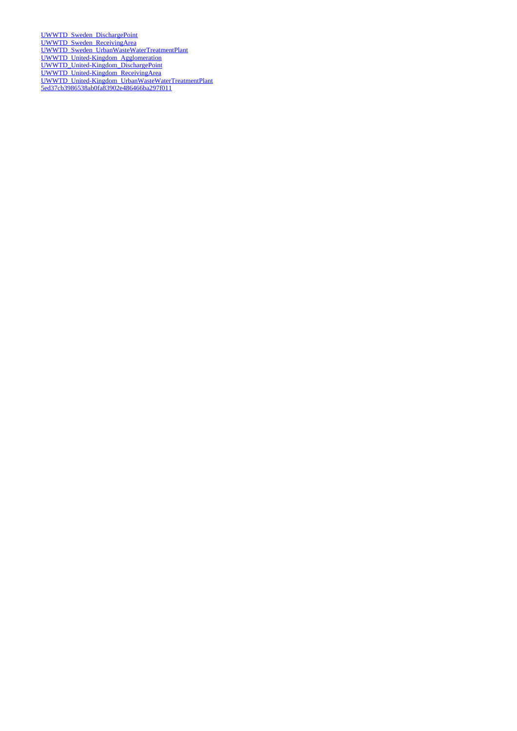UWWTD_Sweden_DischargePoint
UWWTD_Sweden_ReceivingArea
UWWTD_Sweden_UrbanWasteWaterTreatmentPlant
UWWTD_United-Kingdom_Agglomeration
UWWTD_United-Kingdom_DischargePoint
UWWTD_United-Kingdom_ReceivingArea
UWWTD_United-Kingdom_UrbanWasteWaterTreatmentPlant
5ed37cb3986538ab0fa83902e486466ba297f011